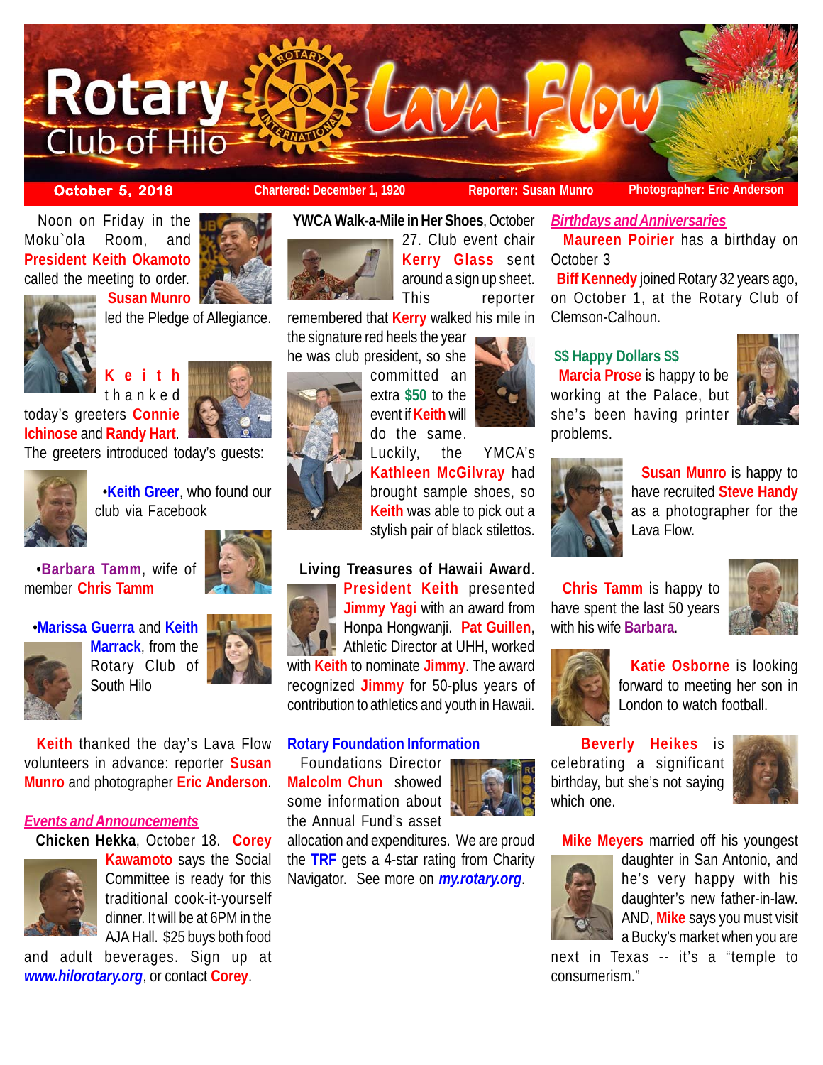# Rotary Club of Hilo — Lava Flow

**October 5, 2018** | Chartered: December 1, 1920 | Reporter: Susan Munro | Photographer: Eric Anderson

Noon on Friday in the Moku`ola Room, and **President Keith Okamoto** called the meeting to order. **Susan Munro** led the Pledge of Allegiance.

**Keith** thanked today's greeters **Connie Ichinose** and **Randy Hart**. The greeters introduced today's guests:

- **Keith Greer**, who found our club via Facebook
- **Barbara Tamm**, wife of member **Chris Tamm**
- **Marissa Guerra** and **Keith Marrack**, from the Rotary Club of South Hilo

**Keith** thanked the day's Lava Flow volunteers in advance: reporter **Susan Munro** and photographer **Eric Anderson**.

## *Events and Announcements*

**Chicken Hekka**, October 18. **Corey Kawamoto** says the Social Committee is ready for this traditional cook-it-yourself dinner. It will be at 6PM in the AJA Hall. $25 buys both food and adult beverages. Sign up at ***www.hilorotary.org***, or contact **Corey**.

**YWCA Walk-a-Mile in Her Shoes**, October 27. Club event chair **Kerry Glass** sent around a sign up sheet. This reporter remembered that **Kerry** walked his mile in the signature red heels the year he was club president, so she committed an extra **$50** to the event if **Keith** will do the same. Luckily, the YMCA's **Kathleen McGilvray** had brought sample shoes, so **Keith** was able to pick out a stylish pair of black stilettos.

**Living Treasures of Hawaii Award**. **President Keith** presented **Jimmy Yagi** with an award from Honpa Hongwanji. **Pat Guillen**, Athletic Director at UHH, worked with **Keith** to nominate **Jimmy**. The award recognized **Jimmy** for 50-plus years of contribution to athletics and youth in Hawaii.

## Rotary Foundation Information

Foundations Director **Malcolm Chun** showed some information about the Annual Fund's asset allocation and expenditures. We are proud the **TRF** gets a 4-star rating from Charity Navigator. See more on ***my.rotary.org***.

## *Birthdays and Anniversaries*

**Maureen Poirier** has a birthday on October 3

**Biff Kennedy** joined Rotary 32 years ago, on October 1, at the Rotary Club of Clemson-Calhoun.

## $$ Happy Dollars $$

**Marcia Prose** is happy to be working at the Palace, but she's been having printer problems.

**Susan Munro** is happy to have recruited **Steve Handy** as a photographer for the Lava Flow.

**Chris Tamm** is happy to have spent the last 50 years with his wife **Barbara**.

**Katie Osborne** is looking forward to meeting her son in London to watch football.

**Beverly Heikes** is celebrating a significant birthday, but she's not saying which one.

**Mike Meyers** married off his youngest daughter in San Antonio, and he's very happy with his daughter's new father-in-law. AND, **Mike** says you must visit a Bucky's market when you are next in Texas -- it's a "temple to consumerism."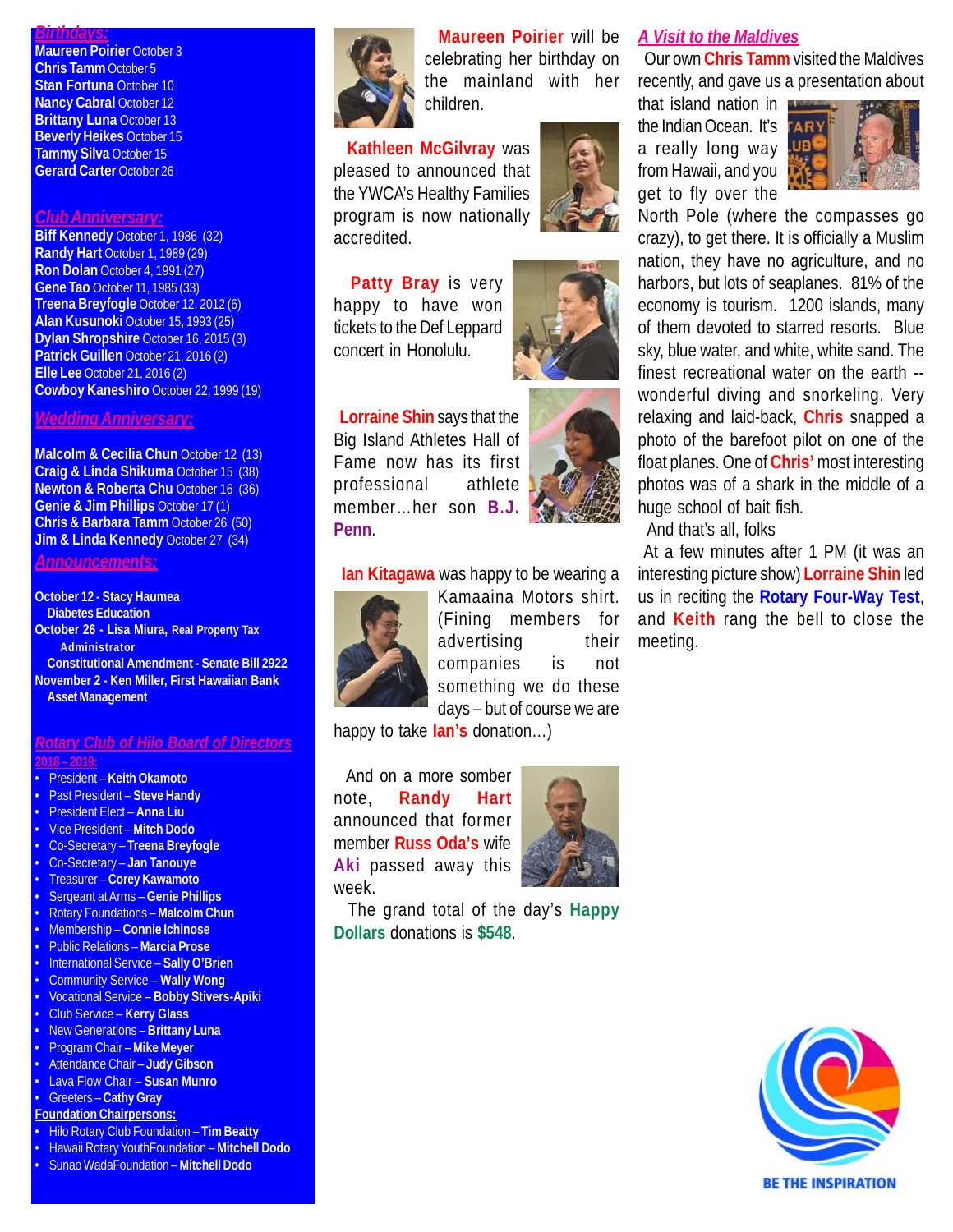## *Birthdays:*

**Maureen Poirier** October 3
**Chris Tamm** October 5
**Stan Fortuna** October 10
**Nancy Cabral** October 12
**Brittany Luna** October 13
**Beverly Heikes** October 15
**Tammy Silva** October 15
**Gerard Carter** October 26

## *Club Anniversary:*

**Biff Kennedy** October 1, 1986 (32)
**Randy Hart** October 1, 1989 (29)
**Ron Dolan** October 4, 1991 (27)
**Gene Tao** October 11, 1985 (33)
**Treena Breyfogle** October 12, 2012 (6)
**Alan Kusunoki** October 15, 1993 (25)
**Dylan Shropshire** October 16, 2015 (3)
**Patrick Guillen** October 21, 2016 (2)
**Elle Lee** October 21, 2016 (2)
**Cowboy Kaneshiro** October 22, 1999 (19)

## *Wedding Anniversary:*

**Malcolm & Cecilia Chun** October 12 (13)
**Craig & Linda Shikuma** October 15 (38)
**Newton & Roberta Chu** October 16 (36)
**Genie & Jim Phillips** October 17 (1)
**Chris & Barbara Tamm** October 26 (50)
**Jim & Linda Kennedy** October 27 (34)

## *Announcements:*

**October 12 - Stacy Haumea**
**Diabetes Education**
**October 26 - Lisa Miura, Real Property Tax Administrator**
**Constitutional Amendment - Senate Bill 2922**
**November 2 - Ken Miller, First Hawaiian Bank Asset Management**

## *Rotary Club of Hilo Board of Directors*

**2018 – 2019:**

- President – **Keith Okamoto**
- Past President – **Steve Handy**
- President Elect – **Anna Liu**
- Vice President – **Mitch Dodo**
- Co-Secretary – **Treena Breyfogle**
- Co-Secretary – **Jan Tanouye**
- Treasurer – **Corey Kawamoto**
- Sergeant at Arms – **Genie Phillips**
- Rotary Foundations – **Malcolm Chun**
- Membership – **Connie Ichinose**
- Public Relations – **Marcia Prose**
- International Service – **Sally O'Brien**
- Community Service – **Wally Wong**
- Vocational Service – **Bobby Stivers-Apiki**
- Club Service – **Kerry Glass**
- New Generations – **Brittany Luna**
- Program Chair – **Mike Meyer**
- Attendance Chair – **Judy Gibson**
- Lava Flow Chair – **Susan Munro**
- Greeters – **Cathy Gray**

**Foundation Chairpersons:**

- Hilo Rotary Club Foundation – **Tim Beatty**
- Hawaii Rotary YouthFoundation – **Mitchell Dodo**
- Sunao WadaFoundation – **Mitchell Dodo**

**Maureen Poirier** will be celebrating her birthday on the mainland with her children.

**Kathleen McGilvray** was pleased to announced that the YWCA's Healthy Families program is now nationally accredited.

**Patty Bray** is very happy to have won tickets to the Def Leppard concert in Honolulu.

**Lorraine Shin** says that the Big Island Athletes Hall of Fame now has its first professional athlete member…her son **B.J. Penn**.

**Ian Kitagawa** was happy to be wearing a Kamaaina Motors shirt. (Fining members for advertising their companies is not something we do these days – but of course we are happy to take **Ian's** donation…)

And on a more somber note, **Randy Hart** announced that former member **Russ Oda's** wife **Aki** passed away this week.

The grand total of the day's **Happy Dollars** donations is **$548**.

## *A Visit to the Maldives*

Our own **Chris Tamm** visited the Maldives recently, and gave us a presentation about that island nation in the Indian Ocean. It's a really long way from Hawaii, and you get to fly over the North Pole (where the compasses go crazy), to get there. It is officially a Muslim nation, they have no agriculture, and no harbors, but lots of seaplanes. 81% of the economy is tourism. 1200 islands, many of them devoted to starred resorts. Blue sky, blue water, and white, white sand. The finest recreational water on the earth -- wonderful diving and snorkeling. Very relaxing and laid-back, **Chris** snapped a photo of the barefoot pilot on one of the float planes. One of **Chris'** most interesting photos was of a shark in the middle of a huge school of bait fish.

And that's all, folks

At a few minutes after 1 PM (it was an interesting picture show) **Lorraine Shin** led us in reciting the **Rotary Four-Way Test**, and **Keith** rang the bell to close the meeting.

BE THE INSPIRATION